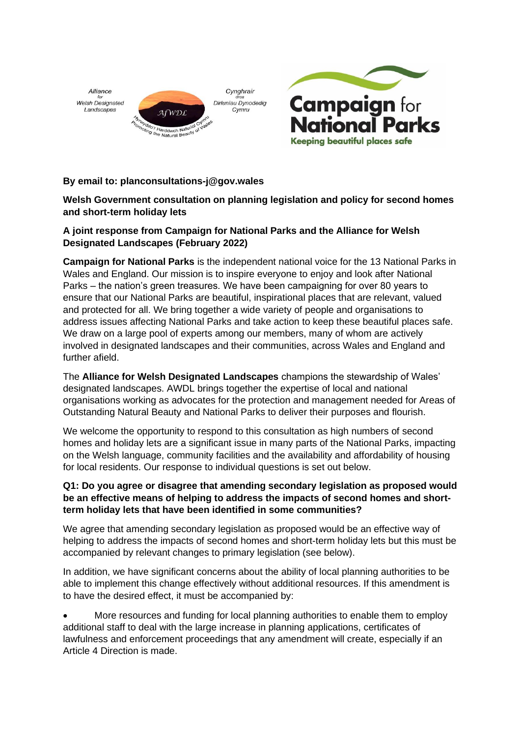**By email to: planconsultations-j@gov.wales**

**Welsh Government consultation on planning legislation and policy for second homes and short-term holiday lets**

**A joint response from Campaign for National Parks and the Alliance for Welsh Designated Landscapes (February 2022)**

**Campaign for National Parks** is the independent national voice for the 13 National Parks in Wales and England. Our mission is to inspire everyone to enjoy and look after National Parks – the nation's green treasures. We have been campaigning for over 80 years to ensure that our National Parks are beautiful, inspirational places that are relevant, valued and protected for all. We bring together a wide variety of people and organisations to address issues affecting National Parks and take action to keep these beautiful places safe. We draw on a large pool of experts among our members, many of whom are actively involved in designated landscapes and their communities, across Wales and England and further afield.

The **Alliance for Welsh Designated Landscapes** champions the stewardship of Wales' designated landscapes. AWDL brings together the expertise of local and national organisations working as advocates for the protection and management needed for Areas of Outstanding Natural Beauty and National Parks to deliver their purposes and flourish.

We welcome the opportunity to respond to this consultation as high numbers of second homes and holiday lets are a significant issue in many parts of the National Parks, impacting on the Welsh language, community facilities and the availability and affordability of housing for local residents. Our response to individual questions is set out below.

**Q1: Do you agree or disagree that amending secondary legislation as proposed would be an effective means of helping to address the impacts of second homes and short-term holiday lets that have been identified in some communities?**

We agree that amending secondary legislation as proposed would be an effective way of helping to address the impacts of second homes and short-term holiday lets but this must be accompanied by relevant changes to primary legislation (see below).

In addition, we have significant concerns about the ability of local planning authorities to be able to implement this change effectively without additional resources. If this amendment is to have the desired effect, it must be accompanied by:

- More resources and funding for local planning authorities to enable them to employ additional staff to deal with the large increase in planning applications, certificates of lawfulness and enforcement proceedings that any amendment will create, especially if an Article 4 Direction is made.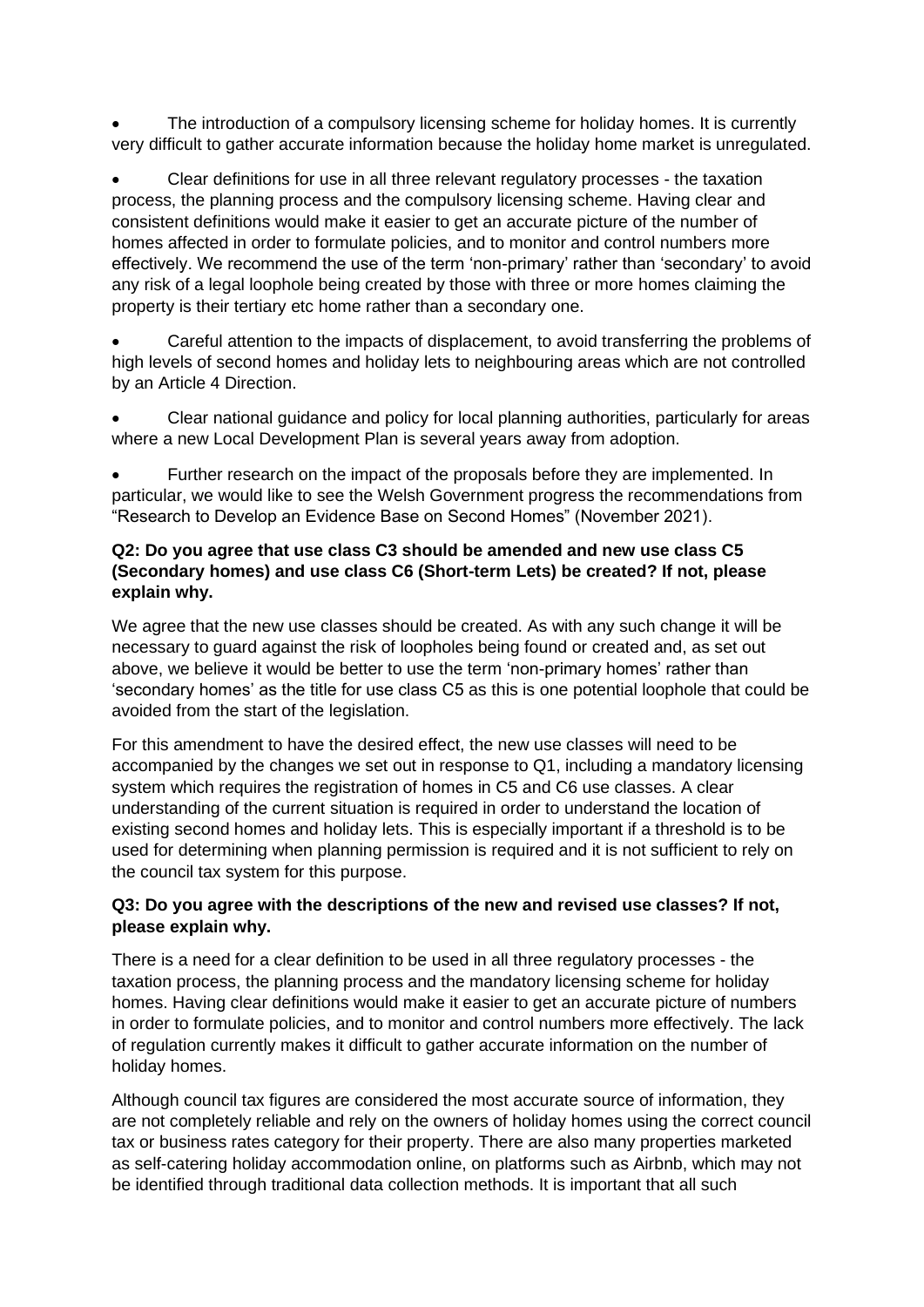- The introduction of a compulsory licensing scheme for holiday homes. It is currently very difficult to gather accurate information because the holiday home market is unregulated.
- Clear definitions for use in all three relevant regulatory processes - the taxation process, the planning process and the compulsory licensing scheme. Having clear and consistent definitions would make it easier to get an accurate picture of the number of homes affected in order to formulate policies, and to monitor and control numbers more effectively. We recommend the use of the term 'non-primary' rather than 'secondary' to avoid any risk of a legal loophole being created by those with three or more homes claiming the property is their tertiary etc home rather than a secondary one.
- Careful attention to the impacts of displacement, to avoid transferring the problems of high levels of second homes and holiday lets to neighbouring areas which are not controlled by an Article 4 Direction.
- Clear national guidance and policy for local planning authorities, particularly for areas where a new Local Development Plan is several years away from adoption.
- Further research on the impact of the proposals before they are implemented. In particular, we would like to see the Welsh Government progress the recommendations from "Research to Develop an Evidence Base on Second Homes" (November 2021).

**Q2: Do you agree that use class C3 should be amended and new use class C5 (Secondary homes) and use class C6 (Short-term Lets) be created? If not, please explain why.**

We agree that the new use classes should be created. As with any such change it will be necessary to guard against the risk of loopholes being found or created and, as set out above, we believe it would be better to use the term 'non-primary homes' rather than 'secondary homes' as the title for use class C5 as this is one potential loophole that could be avoided from the start of the legislation.

For this amendment to have the desired effect, the new use classes will need to be accompanied by the changes we set out in response to Q1, including a mandatory licensing system which requires the registration of homes in C5 and C6 use classes. A clear understanding of the current situation is required in order to understand the location of existing second homes and holiday lets. This is especially important if a threshold is to be used for determining when planning permission is required and it is not sufficient to rely on the council tax system for this purpose.

**Q3: Do you agree with the descriptions of the new and revised use classes? If not, please explain why.**

There is a need for a clear definition to be used in all three regulatory processes - the taxation process, the planning process and the mandatory licensing scheme for holiday homes. Having clear definitions would make it easier to get an accurate picture of numbers in order to formulate policies, and to monitor and control numbers more effectively. The lack of regulation currently makes it difficult to gather accurate information on the number of holiday homes.

Although council tax figures are considered the most accurate source of information, they are not completely reliable and rely on the owners of holiday homes using the correct council tax or business rates category for their property. There are also many properties marketed as self-catering holiday accommodation online, on platforms such as Airbnb, which may not be identified through traditional data collection methods. It is important that all such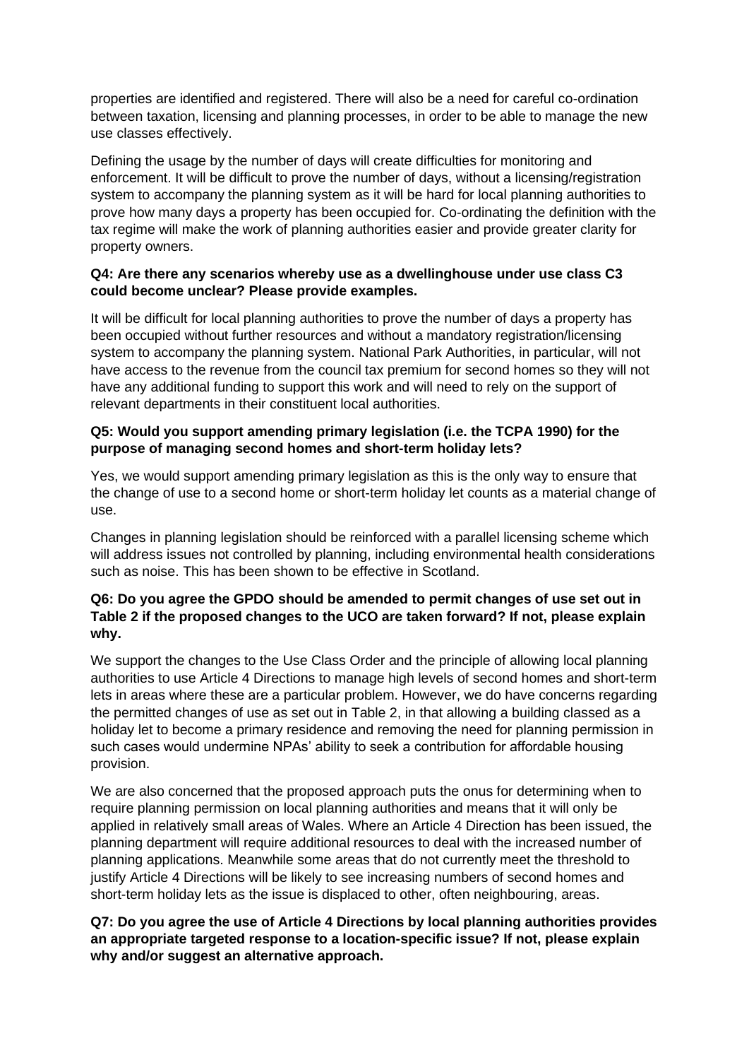properties are identified and registered. There will also be a need for careful co-ordination between taxation, licensing and planning processes, in order to be able to manage the new use classes effectively.

Defining the usage by the number of days will create difficulties for monitoring and enforcement. It will be difficult to prove the number of days, without a licensing/registration system to accompany the planning system as it will be hard for local planning authorities to prove how many days a property has been occupied for. Co-ordinating the definition with the tax regime will make the work of planning authorities easier and provide greater clarity for property owners.

**Q4: Are there any scenarios whereby use as a dwellinghouse under use class C3 could become unclear? Please provide examples.**

It will be difficult for local planning authorities to prove the number of days a property has been occupied without further resources and without a mandatory registration/licensing system to accompany the planning system. National Park Authorities, in particular, will not have access to the revenue from the council tax premium for second homes so they will not have any additional funding to support this work and will need to rely on the support of relevant departments in their constituent local authorities.

**Q5: Would you support amending primary legislation (i.e. the TCPA 1990) for the purpose of managing second homes and short-term holiday lets?**

Yes, we would support amending primary legislation as this is the only way to ensure that the change of use to a second home or short-term holiday let counts as a material change of use.

Changes in planning legislation should be reinforced with a parallel licensing scheme which will address issues not controlled by planning, including environmental health considerations such as noise. This has been shown to be effective in Scotland.

**Q6: Do you agree the GPDO should be amended to permit changes of use set out in Table 2 if the proposed changes to the UCO are taken forward? If not, please explain why.**

We support the changes to the Use Class Order and the principle of allowing local planning authorities to use Article 4 Directions to manage high levels of second homes and short-term lets in areas where these are a particular problem. However, we do have concerns regarding the permitted changes of use as set out in Table 2, in that allowing a building classed as a holiday let to become a primary residence and removing the need for planning permission in such cases would undermine NPAs' ability to seek a contribution for affordable housing provision.

We are also concerned that the proposed approach puts the onus for determining when to require planning permission on local planning authorities and means that it will only be applied in relatively small areas of Wales. Where an Article 4 Direction has been issued, the planning department will require additional resources to deal with the increased number of planning applications. Meanwhile some areas that do not currently meet the threshold to justify Article 4 Directions will be likely to see increasing numbers of second homes and short-term holiday lets as the issue is displaced to other, often neighbouring, areas.

**Q7: Do you agree the use of Article 4 Directions by local planning authorities provides an appropriate targeted response to a location-specific issue? If not, please explain why and/or suggest an alternative approach.**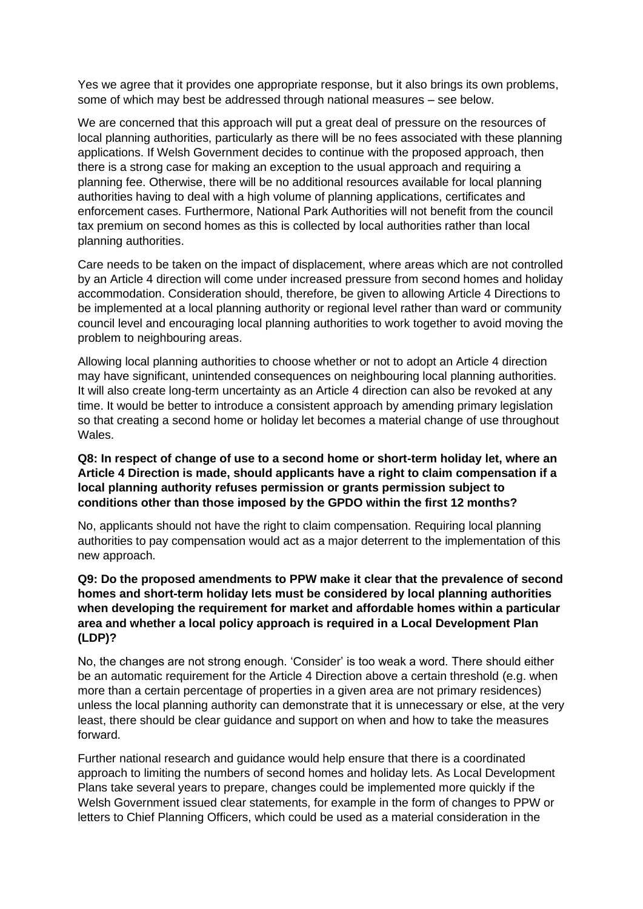Yes we agree that it provides one appropriate response, but it also brings its own problems, some of which may best be addressed through national measures – see below.

We are concerned that this approach will put a great deal of pressure on the resources of local planning authorities, particularly as there will be no fees associated with these planning applications. If Welsh Government decides to continue with the proposed approach, then there is a strong case for making an exception to the usual approach and requiring a planning fee. Otherwise, there will be no additional resources available for local planning authorities having to deal with a high volume of planning applications, certificates and enforcement cases. Furthermore, National Park Authorities will not benefit from the council tax premium on second homes as this is collected by local authorities rather than local planning authorities.

Care needs to be taken on the impact of displacement, where areas which are not controlled by an Article 4 direction will come under increased pressure from second homes and holiday accommodation. Consideration should, therefore, be given to allowing Article 4 Directions to be implemented at a local planning authority or regional level rather than ward or community council level and encouraging local planning authorities to work together to avoid moving the problem to neighbouring areas.

Allowing local planning authorities to choose whether or not to adopt an Article 4 direction may have significant, unintended consequences on neighbouring local planning authorities. It will also create long-term uncertainty as an Article 4 direction can also be revoked at any time. It would be better to introduce a consistent approach by amending primary legislation so that creating a second home or holiday let becomes a material change of use throughout Wales.

**Q8: In respect of change of use to a second home or short-term holiday let, where an Article 4 Direction is made, should applicants have a right to claim compensation if a local planning authority refuses permission or grants permission subject to conditions other than those imposed by the GPDO within the first 12 months?**

No, applicants should not have the right to claim compensation. Requiring local planning authorities to pay compensation would act as a major deterrent to the implementation of this new approach.

**Q9: Do the proposed amendments to PPW make it clear that the prevalence of second homes and short-term holiday lets must be considered by local planning authorities when developing the requirement for market and affordable homes within a particular area and whether a local policy approach is required in a Local Development Plan (LDP)?**

No, the changes are not strong enough. 'Consider' is too weak a word. There should either be an automatic requirement for the Article 4 Direction above a certain threshold (e.g. when more than a certain percentage of properties in a given area are not primary residences) unless the local planning authority can demonstrate that it is unnecessary or else, at the very least, there should be clear guidance and support on when and how to take the measures forward.

Further national research and guidance would help ensure that there is a coordinated approach to limiting the numbers of second homes and holiday lets. As Local Development Plans take several years to prepare, changes could be implemented more quickly if the Welsh Government issued clear statements, for example in the form of changes to PPW or letters to Chief Planning Officers, which could be used as a material consideration in the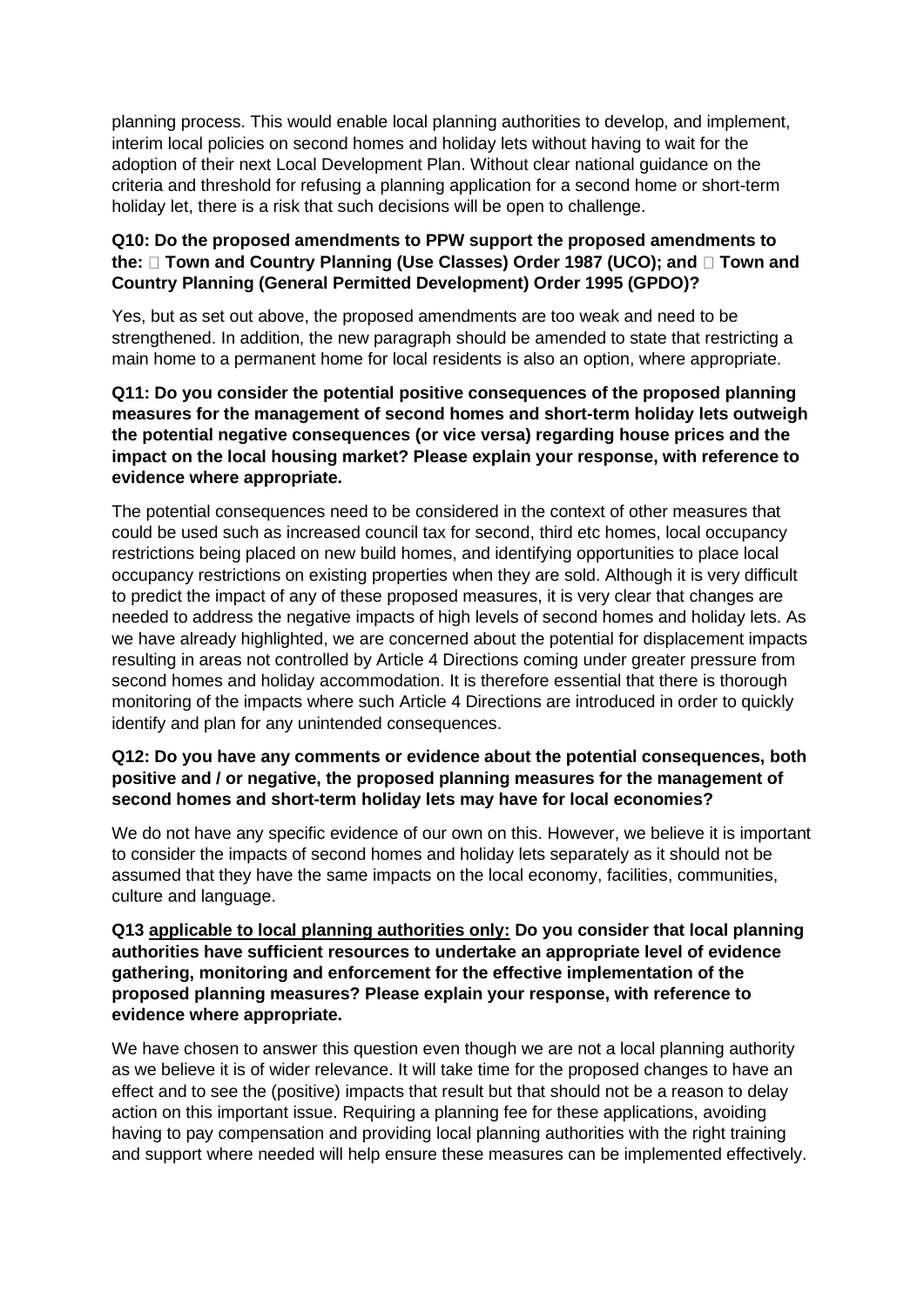planning process. This would enable local planning authorities to develop, and implement, interim local policies on second homes and holiday lets without having to wait for the adoption of their next Local Development Plan. Without clear national guidance on the criteria and threshold for refusing a planning application for a second home or short-term holiday let, there is a risk that such decisions will be open to challenge.

**Q10: Do the proposed amendments to PPW support the proposed amendments to the:  Town and Country Planning (Use Classes) Order 1987 (UCO); and  Town and Country Planning (General Permitted Development) Order 1995 (GPDO)?**

Yes, but as set out above, the proposed amendments are too weak and need to be strengthened. In addition, the new paragraph should be amended to state that restricting a main home to a permanent home for local residents is also an option, where appropriate.

**Q11: Do you consider the potential positive consequences of the proposed planning measures for the management of second homes and short-term holiday lets outweigh the potential negative consequences (or vice versa) regarding house prices and the impact on the local housing market? Please explain your response, with reference to evidence where appropriate.**

The potential consequences need to be considered in the context of other measures that could be used such as increased council tax for second, third etc homes, local occupancy restrictions being placed on new build homes, and identifying opportunities to place local occupancy restrictions on existing properties when they are sold. Although it is very difficult to predict the impact of any of these proposed measures, it is very clear that changes are needed to address the negative impacts of high levels of second homes and holiday lets. As we have already highlighted, we are concerned about the potential for displacement impacts resulting in areas not controlled by Article 4 Directions coming under greater pressure from second homes and holiday accommodation. It is therefore essential that there is thorough monitoring of the impacts where such Article 4 Directions are introduced in order to quickly identify and plan for any unintended consequences.

**Q12: Do you have any comments or evidence about the potential consequences, both positive and / or negative, the proposed planning measures for the management of second homes and short-term holiday lets may have for local economies?**

We do not have any specific evidence of our own on this. However, we believe it is important to consider the impacts of second homes and holiday lets separately as it should not be assumed that they have the same impacts on the local economy, facilities, communities, culture and language.

**Q13 <u>applicable to local planning authorities only:</u> Do you consider that local planning authorities have sufficient resources to undertake an appropriate level of evidence gathering, monitoring and enforcement for the effective implementation of the proposed planning measures? Please explain your response, with reference to evidence where appropriate.**

We have chosen to answer this question even though we are not a local planning authority as we believe it is of wider relevance. It will take time for the proposed changes to have an effect and to see the (positive) impacts that result but that should not be a reason to delay action on this important issue. Requiring a planning fee for these applications, avoiding having to pay compensation and providing local planning authorities with the right training and support where needed will help ensure these measures can be implemented effectively.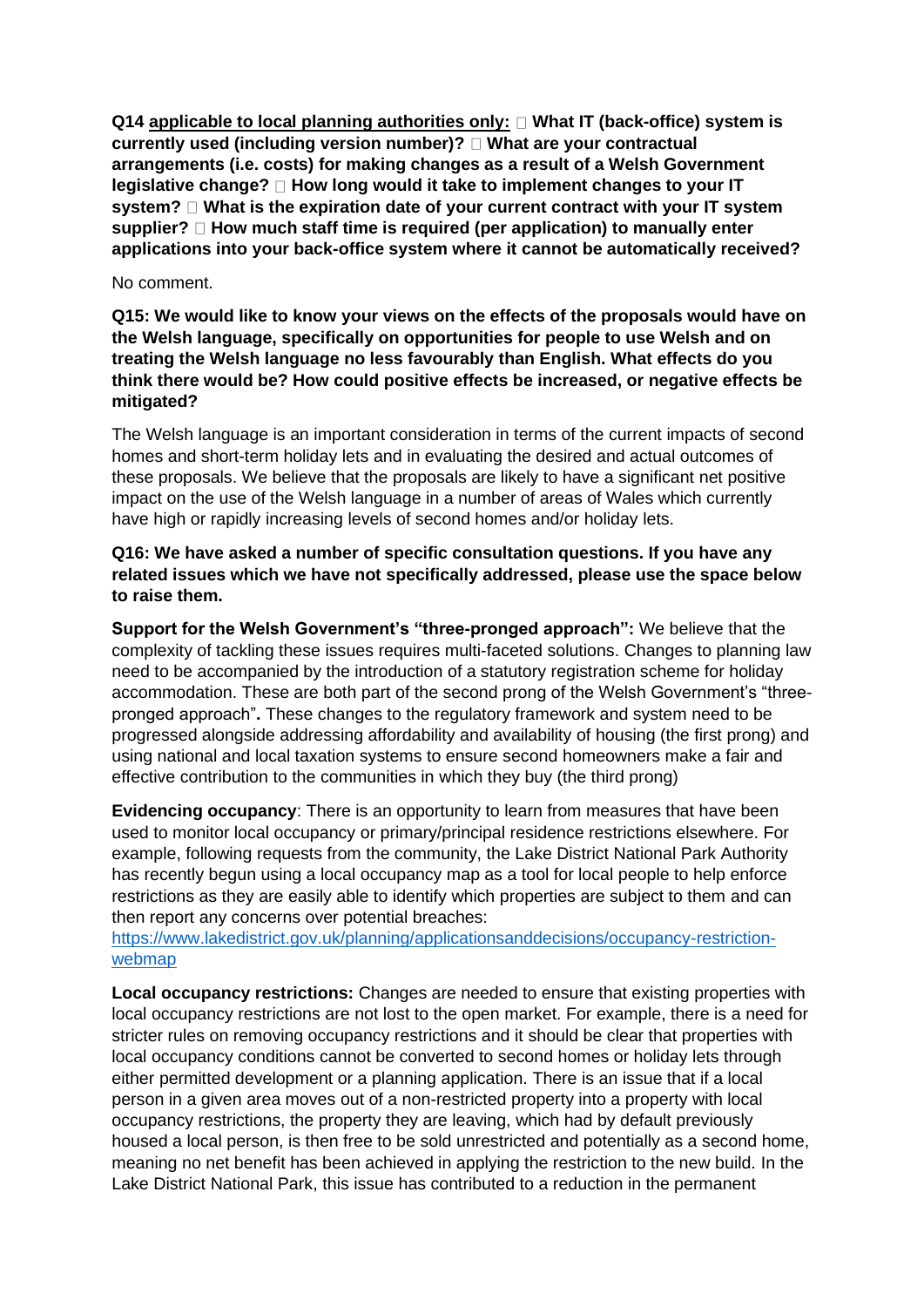**Q14 applicable to local planning authorities only:** **What IT (back-office) system is currently used (including version number)?** **What are your contractual arrangements (i.e. costs) for making changes as a result of a Welsh Government legislative change?** **How long would it take to implement changes to your IT system?** **What is the expiration date of your current contract with your IT system supplier?** **How much staff time is required (per application) to manually enter applications into your back-office system where it cannot be automatically received?**

No comment.

**Q15: We would like to know your views on the effects of the proposals would have on the Welsh language, specifically on opportunities for people to use Welsh and on treating the Welsh language no less favourably than English. What effects do you think there would be? How could positive effects be increased, or negative effects be mitigated?**

The Welsh language is an important consideration in terms of the current impacts of second homes and short-term holiday lets and in evaluating the desired and actual outcomes of these proposals. We believe that the proposals are likely to have a significant net positive impact on the use of the Welsh language in a number of areas of Wales which currently have high or rapidly increasing levels of second homes and/or holiday lets.

**Q16: We have asked a number of specific consultation questions. If you have any related issues which we have not specifically addressed, please use the space below to raise them.**

**Support for the Welsh Government's "three-pronged approach":** We believe that the complexity of tackling these issues requires multi-faceted solutions. Changes to planning law need to be accompanied by the introduction of a statutory registration scheme for holiday accommodation. These are both part of the second prong of the Welsh Government's "three-pronged approach"**.** These changes to the regulatory framework and system need to be progressed alongside addressing affordability and availability of housing (the first prong) and using national and local taxation systems to ensure second homeowners make a fair and effective contribution to the communities in which they buy (the third prong)

**Evidencing occupancy**: There is an opportunity to learn from measures that have been used to monitor local occupancy or primary/principal residence restrictions elsewhere. For example, following requests from the community, the Lake District National Park Authority has recently begun using a local occupancy map as a tool for local people to help enforce restrictions as they are easily able to identify which properties are subject to them and can then report any concerns over potential breaches: https://www.lakedistrict.gov.uk/planning/applicationsanddecisions/occupancy-restriction-webmap

**Local occupancy restrictions:** Changes are needed to ensure that existing properties with local occupancy restrictions are not lost to the open market. For example, there is a need for stricter rules on removing occupancy restrictions and it should be clear that properties with local occupancy conditions cannot be converted to second homes or holiday lets through either permitted development or a planning application. There is an issue that if a local person in a given area moves out of a non-restricted property into a property with local occupancy restrictions, the property they are leaving, which had by default previously housed a local person, is then free to be sold unrestricted and potentially as a second home, meaning no net benefit has been achieved in applying the restriction to the new build. In the Lake District National Park, this issue has contributed to a reduction in the permanent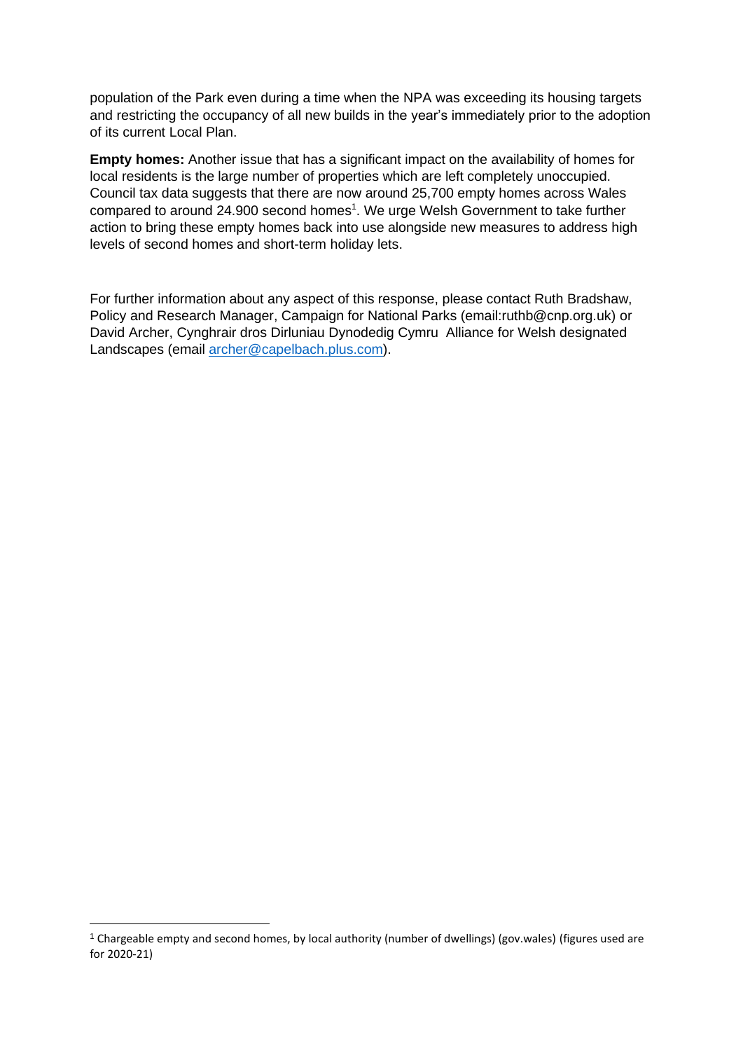population of the Park even during a time when the NPA was exceeding its housing targets and restricting the occupancy of all new builds in the year's immediately prior to the adoption of its current Local Plan.

**Empty homes:** Another issue that has a significant impact on the availability of homes for local residents is the large number of properties which are left completely unoccupied. Council tax data suggests that there are now around 25,700 empty homes across Wales compared to around 24.900 second homes[1]. We urge Welsh Government to take further action to bring these empty homes back into use alongside new measures to address high levels of second homes and short-term holiday lets.

For further information about any aspect of this response, please contact Ruth Bradshaw, Policy and Research Manager, Campaign for National Parks (email:ruthb@cnp.org.uk) or David Archer, Cynghrair dros Dirluniau Dynodedig Cymru Alliance for Welsh designated Landscapes (email archer@capelbach.plus.com).

[1] Chargeable empty and second homes, by local authority (number of dwellings) (gov.wales) (figures used are for 2020-21)